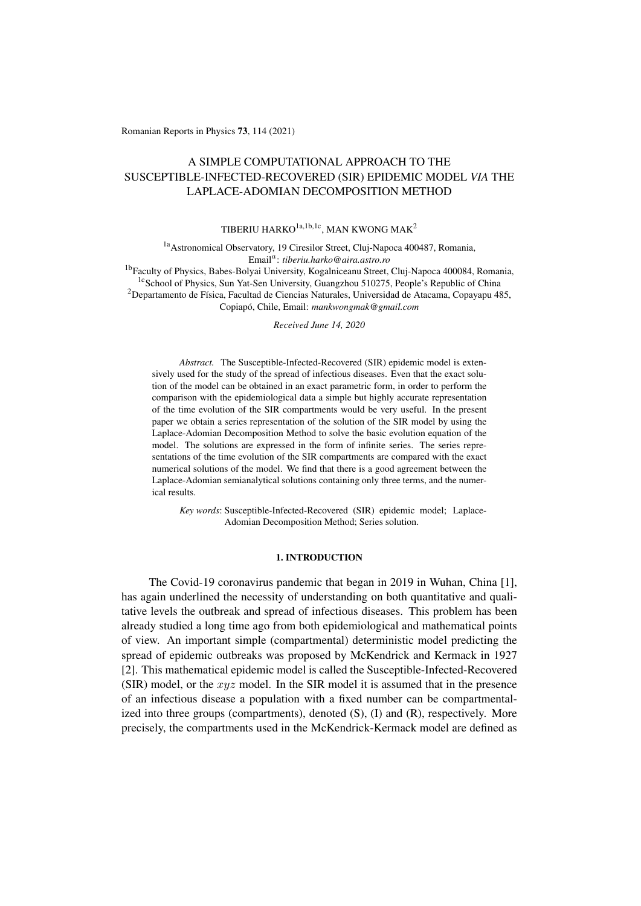# A SIMPLE COMPUTATIONAL APPROACH TO THE SUSCEPTIBLE-INFECTED-RECOVERED (SIR) EPIDEMIC MODEL *VIA* THE LAPLACE-ADOMIAN DECOMPOSITION METHOD

TIBERIU HARKO[1a,1b,1c], MAN KWONG MAK[2]

[1a]Astronomical Observatory, 19 Ciresilor Street, Cluj-Napoca 400487, Romania,
Email[a]: *tiberiu.harko@aira.astro.ro*
[1b]Faculty of Physics, Babes-Bolyai University, Kogalniceanu Street, Cluj-Napoca 400084, Romania,
[1c]School of Physics, Sun Yat-Sen University, Guangzhou 510275, People's Republic of China
[2]Departamento de Física, Facultad de Ciencias Naturales, Universidad de Atacama, Copayapu 485, Copiapó, Chile, Email: *mankwongmak@gmail.com*

*Received June 14, 2020*

*Abstract.* The Susceptible-Infected-Recovered (SIR) epidemic model is extensively used for the study of the spread of infectious diseases. Even that the exact solution of the model can be obtained in an exact parametric form, in order to perform the comparison with the epidemiological data a simple but highly accurate representation of the time evolution of the SIR compartments would be very useful. In the present paper we obtain a series representation of the solution of the SIR model by using the Laplace-Adomian Decomposition Method to solve the basic evolution equation of the model. The solutions are expressed in the form of infinite series. The series representations of the time evolution of the SIR compartments are compared with the exact numerical solutions of the model. We find that there is a good agreement between the Laplace-Adomian semianalytical solutions containing only three terms, and the numerical results.

*Key words*: Susceptible-Infected-Recovered (SIR) epidemic model; Laplace-Adomian Decomposition Method; Series solution.

## 1. INTRODUCTION

The Covid-19 coronavirus pandemic that began in 2019 in Wuhan, China [1], has again underlined the necessity of understanding on both quantitative and qualitative levels the outbreak and spread of infectious diseases. This problem has been already studied a long time ago from both epidemiological and mathematical points of view. An important simple (compartmental) deterministic model predicting the spread of epidemic outbreaks was proposed by McKendrick and Kermack in 1927 [2]. This mathematical epidemic model is called the Susceptible-Infected-Recovered (SIR) model, or the $xyz$ model. In the SIR model it is assumed that in the presence of an infectious disease a population with a fixed number can be compartmentalized into three groups (compartments), denoted (S), (I) and (R), respectively. More precisely, the compartments used in the McKendrick-Kermack model are defined as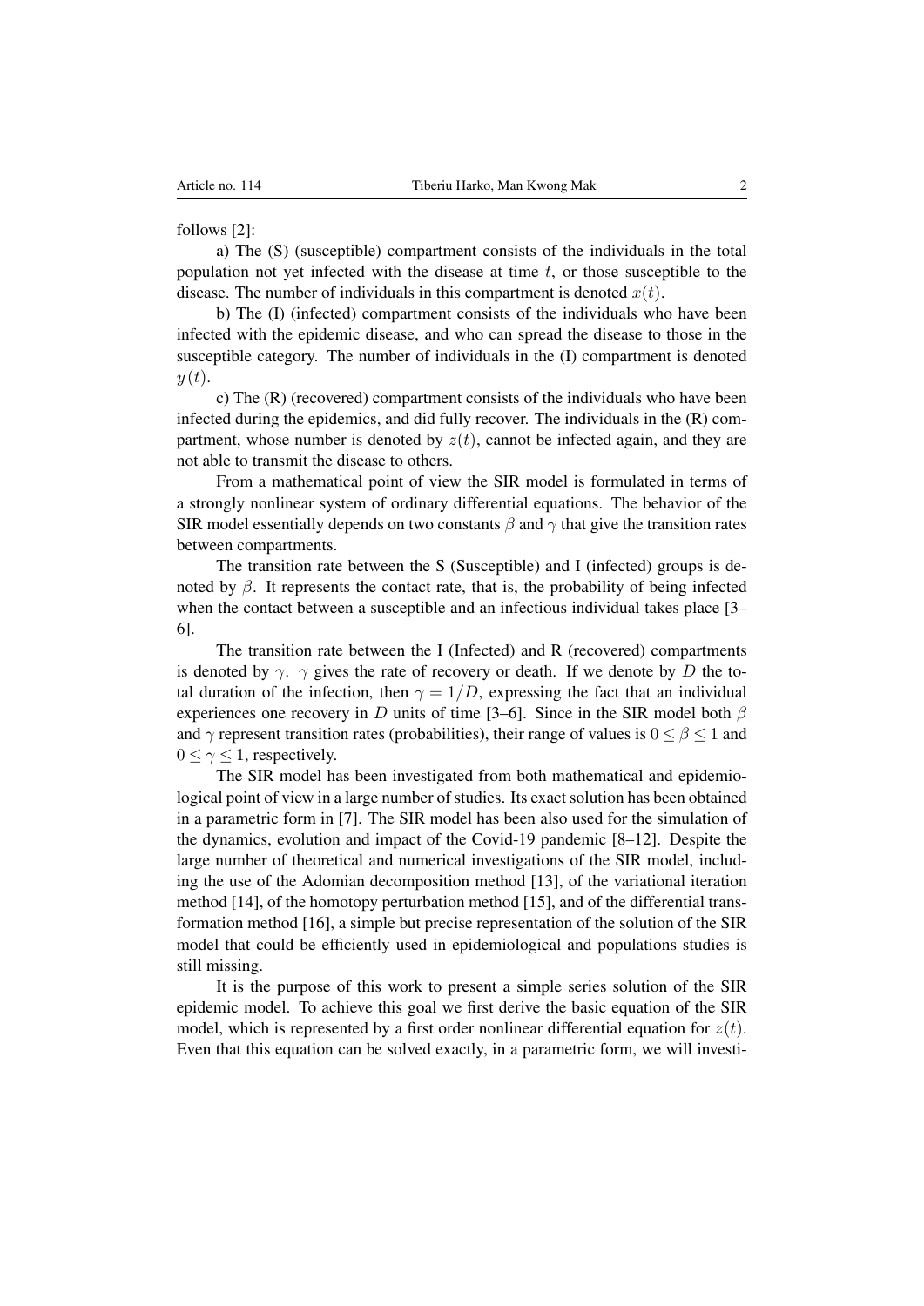follows [2]:

a) The (S) (susceptible) compartment consists of the individuals in the total population not yet infected with the disease at time $t$, or those susceptible to the disease. The number of individuals in this compartment is denoted $x(t)$.

b) The (I) (infected) compartment consists of the individuals who have been infected with the epidemic disease, and who can spread the disease to those in the susceptible category. The number of individuals in the (I) compartment is denoted $y(t)$.

c) The (R) (recovered) compartment consists of the individuals who have been infected during the epidemics, and did fully recover. The individuals in the (R) compartment, whose number is denoted by $z(t)$, cannot be infected again, and they are not able to transmit the disease to others.

From a mathematical point of view the SIR model is formulated in terms of a strongly nonlinear system of ordinary differential equations. The behavior of the SIR model essentially depends on two constants $\beta$ and $\gamma$ that give the transition rates between compartments.

The transition rate between the S (Susceptible) and I (infected) groups is denoted by $\beta$. It represents the contact rate, that is, the probability of being infected when the contact between a susceptible and an infectious individual takes place [3–6].

The transition rate between the I (Infected) and R (recovered) compartments is denoted by $\gamma$. $\gamma$ gives the rate of recovery or death. If we denote by $D$ the total duration of the infection, then $\gamma = 1/D$, expressing the fact that an individual experiences one recovery in $D$ units of time [3–6]. Since in the SIR model both $\beta$ and $\gamma$ represent transition rates (probabilities), their range of values is $0 \leq \beta \leq 1$ and $0 \leq \gamma \leq 1$, respectively.

The SIR model has been investigated from both mathematical and epidemiological point of view in a large number of studies. Its exact solution has been obtained in a parametric form in [7]. The SIR model has been also used for the simulation of the dynamics, evolution and impact of the Covid-19 pandemic [8–12]. Despite the large number of theoretical and numerical investigations of the SIR model, including the use of the Adomian decomposition method [13], of the variational iteration method [14], of the homotopy perturbation method [15], and of the differential transformation method [16], a simple but precise representation of the solution of the SIR model that could be efficiently used in epidemiological and populations studies is still missing.

It is the purpose of this work to present a simple series solution of the SIR epidemic model. To achieve this goal we first derive the basic equation of the SIR model, which is represented by a first order nonlinear differential equation for $z(t)$. Even that this equation can be solved exactly, in a parametric form, we will investi-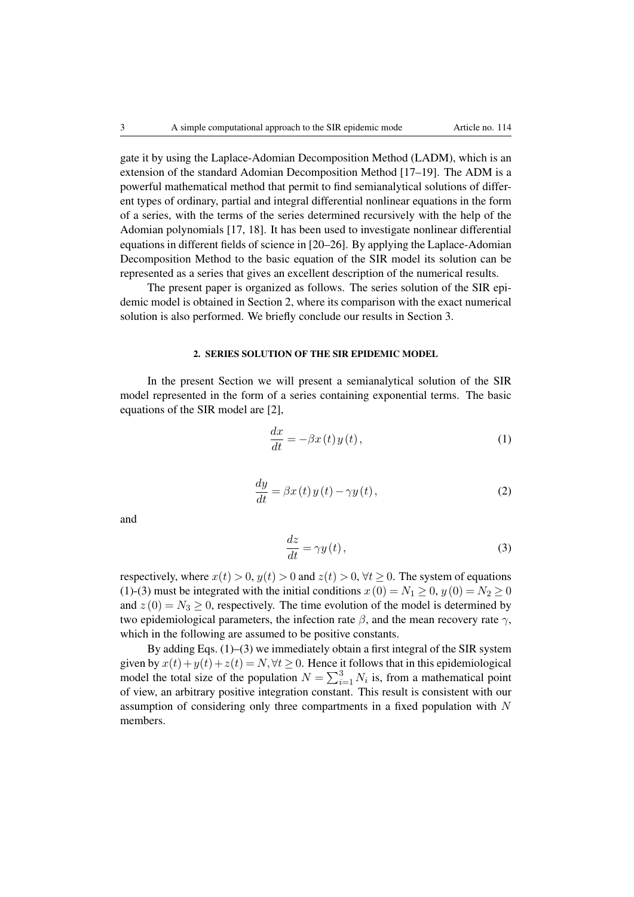gate it by using the Laplace-Adomian Decomposition Method (LADM), which is an extension of the standard Adomian Decomposition Method [17–19]. The ADM is a powerful mathematical method that permit to find semianalytical solutions of different types of ordinary, partial and integral differential nonlinear equations in the form of a series, with the terms of the series determined recursively with the help of the Adomian polynomials [17, 18]. It has been used to investigate nonlinear differential equations in different fields of science in [20–26]. By applying the Laplace-Adomian Decomposition Method to the basic equation of the SIR model its solution can be represented as a series that gives an excellent description of the numerical results.

The present paper is organized as follows. The series solution of the SIR epidemic model is obtained in Section 2, where its comparison with the exact numerical solution is also performed. We briefly conclude our results in Section 3.

## 2. SERIES SOLUTION OF THE SIR EPIDEMIC MODEL

In the present Section we will present a semianalytical solution of the SIR model represented in the form of a series containing exponential terms. The basic equations of the SIR model are [2],

$$\frac{dx}{dt} = -\beta x(t)\, y(t), \tag{1}$$

$$\frac{dy}{dt} = \beta x(t)\, y(t) - \gamma y(t), \tag{2}$$

and

$$\frac{dz}{dt} = \gamma y(t), \tag{3}$$

respectively, where $x(t) > 0$, $y(t) > 0$ and $z(t) > 0$, $\forall t \geq 0$. The system of equations (1)-(3) must be integrated with the initial conditions $x(0) = N_1 \geq 0$, $y(0) = N_2 \geq 0$ and $z(0) = N_3 \geq 0$, respectively. The time evolution of the model is determined by two epidemiological parameters, the infection rate $\beta$, and the mean recovery rate $\gamma$, which in the following are assumed to be positive constants.

By adding Eqs. (1)–(3) we immediately obtain a first integral of the SIR system given by $x(t)+y(t)+z(t) = N, \forall t \geq 0$. Hence it follows that in this epidemiological model the total size of the population $N = \sum_{i=1}^{3} N_i$ is, from a mathematical point of view, an arbitrary positive integration constant. This result is consistent with our assumption of considering only three compartments in a fixed population with $N$ members.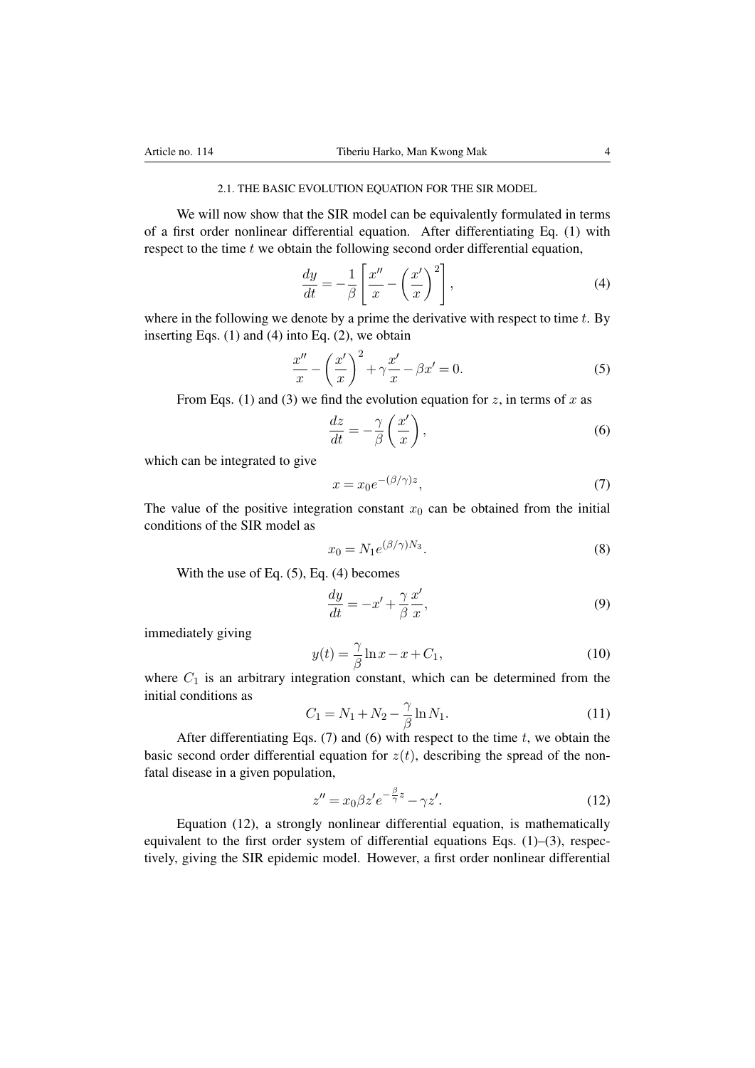### 2.1. THE BASIC EVOLUTION EQUATION FOR THE SIR MODEL

We will now show that the SIR model can be equivalently formulated in terms of a first order nonlinear differential equation. After differentiating Eq. (1) with respect to the time $t$ we obtain the following second order differential equation,

$$\frac{dy}{dt} = -\frac{1}{\beta}\left[\frac{x''}{x} - \left(\frac{x'}{x}\right)^2\right], \tag{4}$$

where in the following we denote by a prime the derivative with respect to time $t$. By inserting Eqs. (1) and (4) into Eq. (2), we obtain

$$\frac{x''}{x} - \left(\frac{x'}{x}\right)^2 + \gamma\frac{x'}{x} - \beta x' = 0. \tag{5}$$

From Eqs. (1) and (3) we find the evolution equation for $z$, in terms of $x$ as

$$\frac{dz}{dt} = -\frac{\gamma}{\beta}\left(\frac{x'}{x}\right), \tag{6}$$

which can be integrated to give

$$x = x_0 e^{-(\beta/\gamma)z}, \tag{7}$$

The value of the positive integration constant $x_0$ can be obtained from the initial conditions of the SIR model as

$$x_0 = N_1 e^{(\beta/\gamma)N_3}. \tag{8}$$

With the use of Eq. (5), Eq. (4) becomes

$$\frac{dy}{dt} = -x' + \frac{\gamma}{\beta}\frac{x'}{x}, \tag{9}$$

immediately giving

$$y(t) = \frac{\gamma}{\beta}\ln x - x + C_1, \tag{10}$$

where $C_1$ is an arbitrary integration constant, which can be determined from the initial conditions as

$$C_1 = N_1 + N_2 - \frac{\gamma}{\beta}\ln N_1. \tag{11}$$

After differentiating Eqs. (7) and (6) with respect to the time $t$, we obtain the basic second order differential equation for $z(t)$, describing the spread of the non-fatal disease in a given population,

$$z'' = x_0\beta z' e^{-\frac{\beta}{\gamma}z} - \gamma z'. \tag{12}$$

Equation (12), a strongly nonlinear differential equation, is mathematically equivalent to the first order system of differential equations Eqs. (1)–(3), respectively, giving the SIR epidemic model. However, a first order nonlinear differential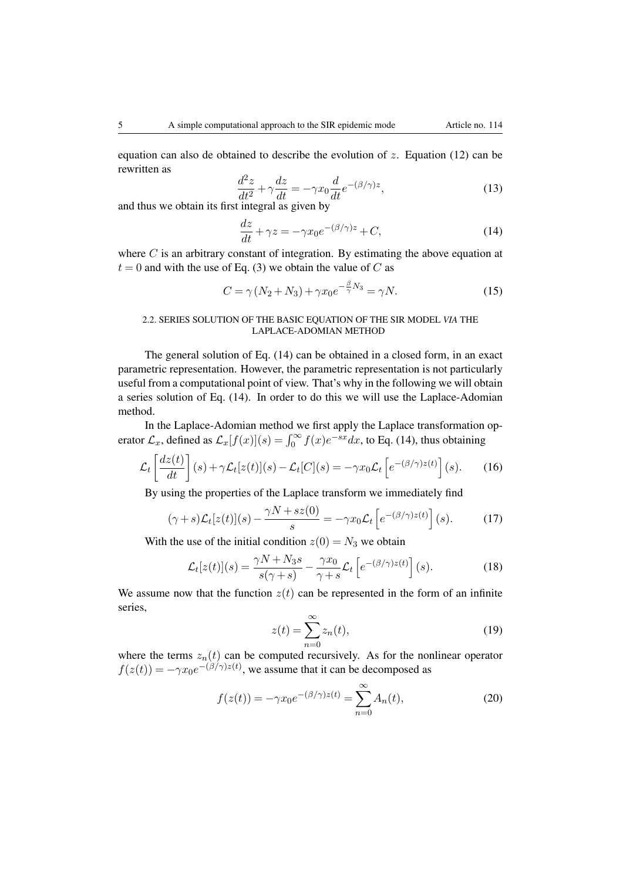equation can also de obtained to describe the evolution of $z$. Equation (12) can be rewritten as

$$\frac{d^2z}{dt^2}+\gamma\frac{dz}{dt}=-\gamma x_0\frac{d}{dt}e^{-(\beta/\gamma)z}, \tag{13}$$

and thus we obtain its first integral as given by

$$\frac{dz}{dt}+\gamma z=-\gamma x_0 e^{-(\beta/\gamma)z}+C, \tag{14}$$

where $C$ is an arbitrary constant of integration. By estimating the above equation at $t=0$ and with the use of Eq. (3) we obtain the value of $C$ as

$$C=\gamma\left(N_2+N_3\right)+\gamma x_0 e^{-\frac{\beta}{\gamma}N_3}=\gamma N. \tag{15}$$

### 2.2. SERIES SOLUTION OF THE BASIC EQUATION OF THE SIR MODEL *VIA* THE LAPLACE-ADOMIAN METHOD

The general solution of Eq. (14) can be obtained in a closed form, in an exact parametric representation. However, the parametric representation is not particularly useful from a computational point of view. That's why in the following we will obtain a series solution of Eq. (14). In order to do this we will use the Laplace-Adomian method.

In the Laplace-Adomian method we first apply the Laplace transformation operator $\mathcal{L}_x$, defined as $\mathcal{L}_x[f(x)](s)=\int_0^\infty f(x)e^{-sx}dx$, to Eq. (14), thus obtaining

$$\mathcal{L}_t\left[\frac{dz(t)}{dt}\right](s)+\gamma\mathcal{L}_t[z(t)](s)-\mathcal{L}_t[C](s)=-\gamma x_0\mathcal{L}_t\left[e^{-(\beta/\gamma)z(t)}\right](s). \tag{16}$$

By using the properties of the Laplace transform we immediately find

$$(\gamma+s)\mathcal{L}_t[z(t)](s)-\frac{\gamma N+sz(0)}{s}=-\gamma x_0\mathcal{L}_t\left[e^{-(\beta/\gamma)z(t)}\right](s). \tag{17}$$

With the use of the initial condition $z(0)=N_3$ we obtain

$$\mathcal{L}_t[z(t)](s)=\frac{\gamma N+N_3 s}{s(\gamma+s)}-\frac{\gamma x_0}{\gamma+s}\mathcal{L}_t\left[e^{-(\beta/\gamma)z(t)}\right](s). \tag{18}$$

We assume now that the function $z(t)$ can be represented in the form of an infinite series,

$$z(t)=\sum_{n=0}^{\infty}z_n(t), \tag{19}$$

where the terms $z_n(t)$ can be computed recursively. As for the nonlinear operator $f(z(t))=-\gamma x_0 e^{-(\beta/\gamma)z(t)}$, we assume that it can be decomposed as

$$f(z(t))=-\gamma x_0 e^{-(\beta/\gamma)z(t)}=\sum_{n=0}^{\infty}A_n(t), \tag{20}$$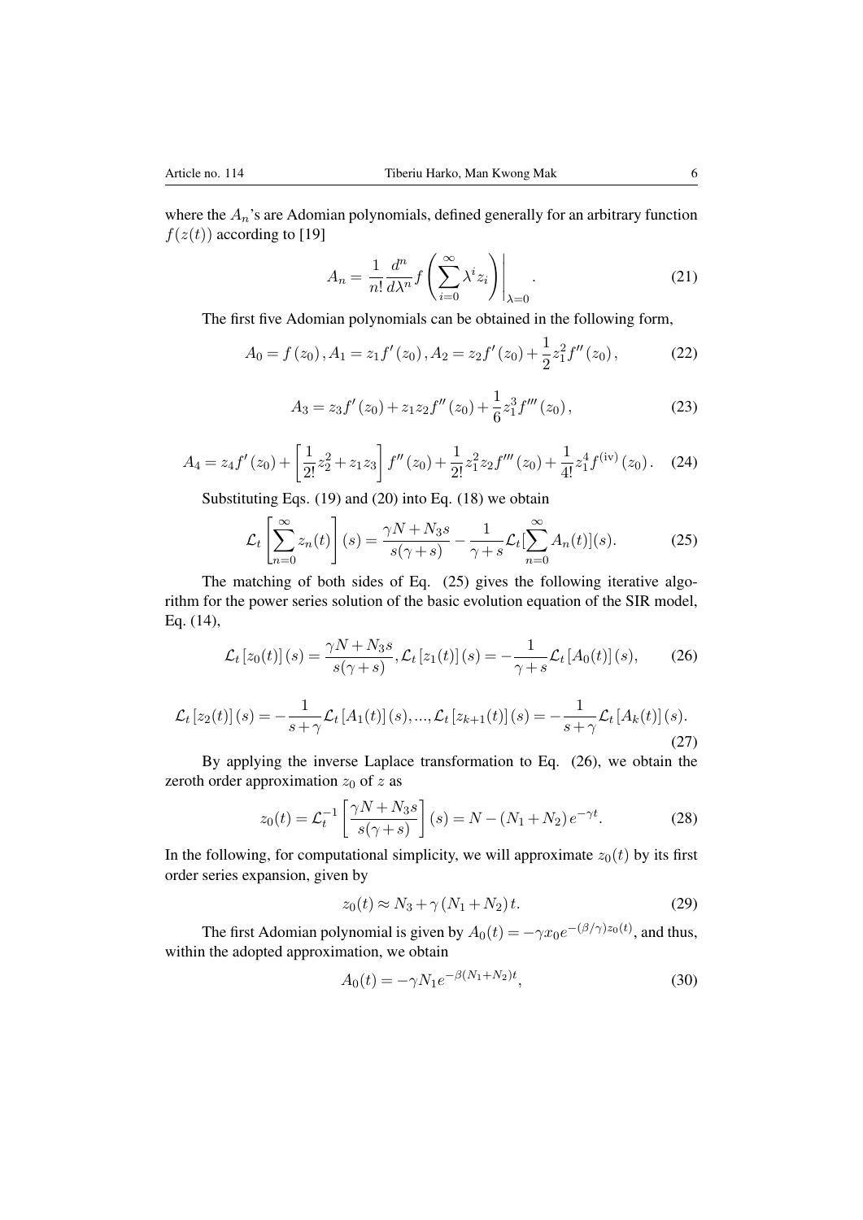where the $A_n$'s are Adomian polynomials, defined generally for an arbitrary function $f(z(t))$ according to [19]

$$A_n = \frac{1}{n!}\frac{d^n}{d\lambda^n} f\left(\sum_{i=0}^{\infty}\lambda^i z_i\right)\Bigg|_{\lambda=0}. \tag{21}$$

The first five Adomian polynomials can be obtained in the following form,

$$A_0 = f(z_0), A_1 = z_1 f'(z_0), A_2 = z_2 f'(z_0) + \frac{1}{2}z_1^2 f''(z_0), \tag{22}$$

$$A_3 = z_3 f'(z_0) + z_1 z_2 f''(z_0) + \frac{1}{6}z_1^3 f'''(z_0), \tag{23}$$

$$A_4 = z_4 f'(z_0) + \left[\frac{1}{2!}z_2^2 + z_1 z_3\right] f''(z_0) + \frac{1}{2!}z_1^2 z_2 f'''(z_0) + \frac{1}{4!}z_1^4 f^{(\mathrm{iv})}(z_0). \tag{24}$$

Substituting Eqs. (19) and (20) into Eq. (18) we obtain

$$\mathcal{L}_t\left[\sum_{n=0}^{\infty} z_n(t)\right](s) = \frac{\gamma N + N_3 s}{s(\gamma+s)} - \frac{1}{\gamma+s}\mathcal{L}_t[\sum_{n=0}^{\infty} A_n(t)](s). \tag{25}$$

The matching of both sides of Eq. (25) gives the following iterative algorithm for the power series solution of the basic evolution equation of the SIR model, Eq. (14),

$$\mathcal{L}_t[z_0(t)](s) = \frac{\gamma N + N_3 s}{s(\gamma+s)}, \mathcal{L}_t[z_1(t)](s) = -\frac{1}{\gamma+s}\mathcal{L}_t[A_0(t)](s), \tag{26}$$

$$\mathcal{L}_t[z_2(t)](s) = -\frac{1}{s+\gamma}\mathcal{L}_t[A_1(t)](s), ..., \mathcal{L}_t[z_{k+1}(t)](s) = -\frac{1}{s+\gamma}\mathcal{L}_t[A_k(t)](s). \tag{27}$$

By applying the inverse Laplace transformation to Eq. (26), we obtain the zeroth order approximation $z_0$ of $z$ as

$$z_0(t) = \mathcal{L}_t^{-1}\left[\frac{\gamma N + N_3 s}{s(\gamma+s)}\right](s) = N - (N_1 + N_2)e^{-\gamma t}. \tag{28}$$

In the following, for computational simplicity, we will approximate $z_0(t)$ by its first order series expansion, given by

$$z_0(t) \approx N_3 + \gamma(N_1 + N_2)t. \tag{29}$$

The first Adomian polynomial is given by $A_0(t) = -\gamma x_0 e^{-(\beta/\gamma)z_0(t)}$, and thus, within the adopted approximation, we obtain

$$A_0(t) = -\gamma N_1 e^{-\beta(N_1+N_2)t}, \tag{30}$$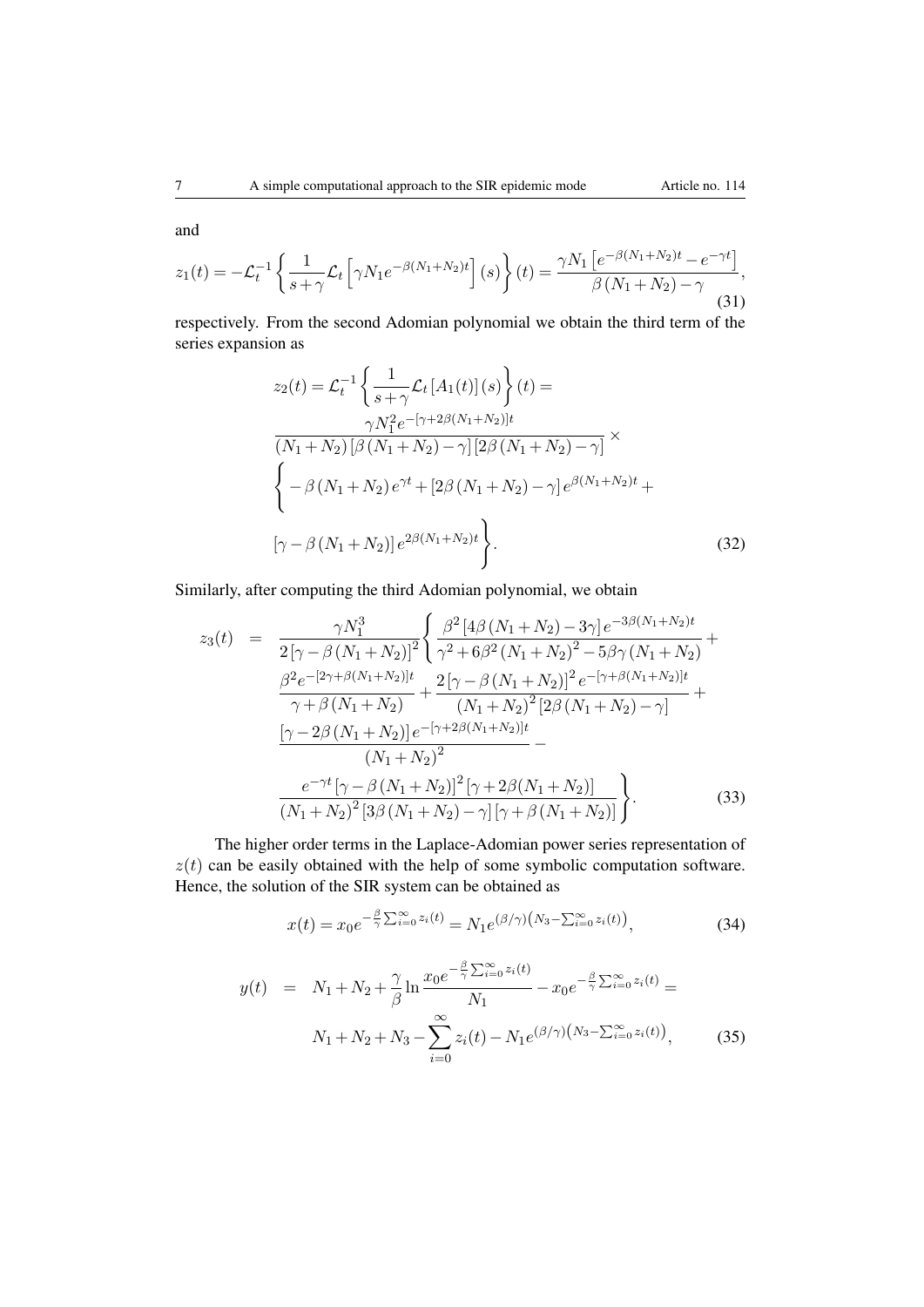and

$$z_1(t) = -\mathcal{L}_t^{-1}\left\{\frac{1}{s+\gamma}\mathcal{L}_t\left[\gamma N_1 e^{-\beta(N_1+N_2)t}\right](s)\right\}(t) = \frac{\gamma N_1\left[e^{-\beta(N_1+N_2)t} - e^{-\gamma t}\right]}{\beta(N_1+N_2)-\gamma}, \tag{31}$$

respectively. From the second Adomian polynomial we obtain the third term of the series expansion as

$$\begin{aligned}
z_2(t) &= \mathcal{L}_t^{-1}\left\{\frac{1}{s+\gamma}\mathcal{L}_t\left[A_1(t)\right](s)\right\}(t) = \\
&\frac{\gamma N_1^2 e^{-[\gamma+2\beta(N_1+N_2)]t}}{(N_1+N_2)\left[\beta(N_1+N_2)-\gamma\right]\left[2\beta(N_1+N_2)-\gamma\right]} \times \\
&\Bigg\{-\beta(N_1+N_2)e^{\gamma t} + \left[2\beta(N_1+N_2)-\gamma\right]e^{\beta(N_1+N_2)t} + \\
&\left[\gamma-\beta(N_1+N_2)\right]e^{2\beta(N_1+N_2)t}\Bigg\}.
\end{aligned} \tag{32}$$

Similarly, after computing the third Adomian polynomial, we obtain

$$\begin{aligned}
z_3(t) \;=\; & \frac{\gamma N_1^3}{2\left[\gamma-\beta(N_1+N_2)\right]^2}\Bigg\{\frac{\beta^2\left[4\beta(N_1+N_2)-3\gamma\right]e^{-3\beta(N_1+N_2)t}}{\gamma^2+6\beta^2(N_1+N_2)^2-5\beta\gamma(N_1+N_2)} + \\
& \frac{\beta^2 e^{-[2\gamma+\beta(N_1+N_2)]t}}{\gamma+\beta(N_1+N_2)} + \frac{2\left[\gamma-\beta(N_1+N_2)\right]^2 e^{-[\gamma+\beta(N_1+N_2)]t}}{(N_1+N_2)^2\left[2\beta(N_1+N_2)-\gamma\right]} + \\
& \frac{\left[\gamma-2\beta(N_1+N_2)\right]e^{-[\gamma+2\beta(N_1+N_2)]t}}{(N_1+N_2)^2} - \\
& \frac{e^{-\gamma t}\left[\gamma-\beta(N_1+N_2)\right]^2\left[\gamma+2\beta(N_1+N_2)\right]}{(N_1+N_2)^2\left[3\beta(N_1+N_2)-\gamma\right]\left[\gamma+\beta(N_1+N_2)\right]}\Bigg\}.
\end{aligned} \tag{33}$$

The higher order terms in the Laplace-Adomian power series representation of $z(t)$ can be easily obtained with the help of some symbolic computation software. Hence, the solution of the SIR system can be obtained as

$$x(t) = x_0 e^{-\frac{\beta}{\gamma}\sum_{i=0}^{\infty} z_i(t)} = N_1 e^{(\beta/\gamma)\left(N_3-\sum_{i=0}^{\infty} z_i(t)\right)}, \tag{34}$$

$$\begin{aligned}
y(t) \;=\; & N_1+N_2+\frac{\gamma}{\beta}\ln\frac{x_0 e^{-\frac{\beta}{\gamma}\sum_{i=0}^{\infty} z_i(t)}}{N_1} - x_0 e^{-\frac{\beta}{\gamma}\sum_{i=0}^{\infty} z_i(t)} = \\
& N_1+N_2+N_3-\sum_{i=0}^{\infty} z_i(t) - N_1 e^{(\beta/\gamma)\left(N_3-\sum_{i=0}^{\infty} z_i(t)\right)},
\end{aligned} \tag{35}$$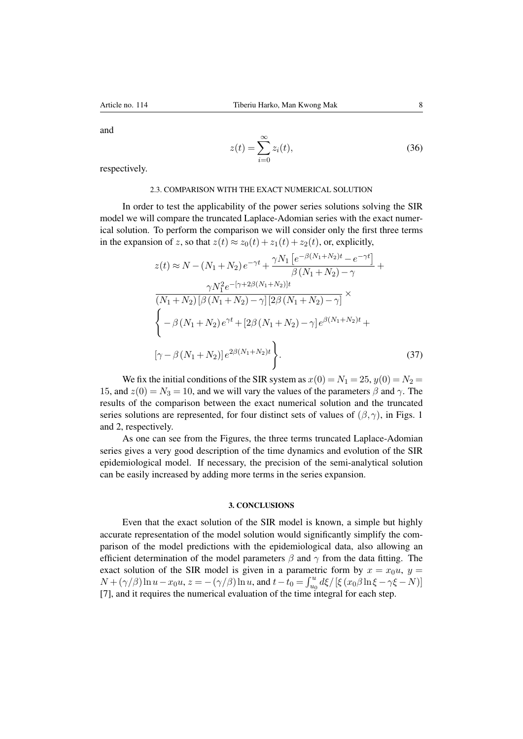and

$$
z(t) = \sum_{i=0}^{\infty} z_i(t), \tag{36}
$$

respectively.

### 2.3. COMPARISON WITH THE EXACT NUMERICAL SOLUTION

In order to test the applicability of the power series solutions solving the SIR model we will compare the truncated Laplace-Adomian series with the exact numerical solution. To perform the comparison we will consider only the first three terms in the expansion of $z$, so that $z(t) \approx z_0(t) + z_1(t) + z_2(t)$, or, explicitly,

$$
\begin{gathered}
z(t) \approx N - (N_1 + N_2) e^{-\gamma t} + \frac{\gamma N_1 \left[ e^{-\beta(N_1+N_2)t} - e^{-\gamma t} \right]}{\beta (N_1 + N_2) - \gamma} + \\
\frac{\gamma N_1^2 e^{-[\gamma + 2\beta(N_1+N_2)]t}}{(N_1 + N_2) \left[ \beta (N_1 + N_2) - \gamma \right] \left[ 2\beta (N_1 + N_2) - \gamma \right]} \times \\
\left\{ -\beta (N_1 + N_2) e^{\gamma t} + \left[ 2\beta (N_1 + N_2) - \gamma \right] e^{\beta(N_1+N_2)t} + \right. \\
\left. \left[ \gamma - \beta (N_1 + N_2) \right] e^{2\beta(N_1+N_2)t} \right\}.
\end{gathered} \tag{37}
$$

We fix the initial conditions of the SIR system as $x(0) = N_1 = 25$, $y(0) = N_2 = 15$, and $z(0) = N_3 = 10$, and we will vary the values of the parameters $\beta$ and $\gamma$. The results of the comparison between the exact numerical solution and the truncated series solutions are represented, for four distinct sets of values of $(\beta, \gamma)$, in Figs. 1 and 2, respectively.

As one can see from the Figures, the three terms truncated Laplace-Adomian series gives a very good description of the time dynamics and evolution of the SIR epidemiological model. If necessary, the precision of the semi-analytical solution can be easily increased by adding more terms in the series expansion.

## 3. CONCLUSIONS

Even that the exact solution of the SIR model is known, a simple but highly accurate representation of the model solution would significantly simplify the comparison of the model predictions with the epidemiological data, also allowing an efficient determination of the model parameters $\beta$ and $\gamma$ from the data fitting. The exact solution of the SIR model is given in a parametric form by $x = x_0 u$, $y = N + (\gamma/\beta)\ln u - x_0 u$, $z = -(\gamma/\beta)\ln u$, and $t - t_0 = \int_{u_0}^{u} d\xi / \left[ \xi \left( x_0 \beta \ln \xi - \gamma \xi - N \right) \right]$ [7], and it requires the numerical evaluation of the time integral for each step.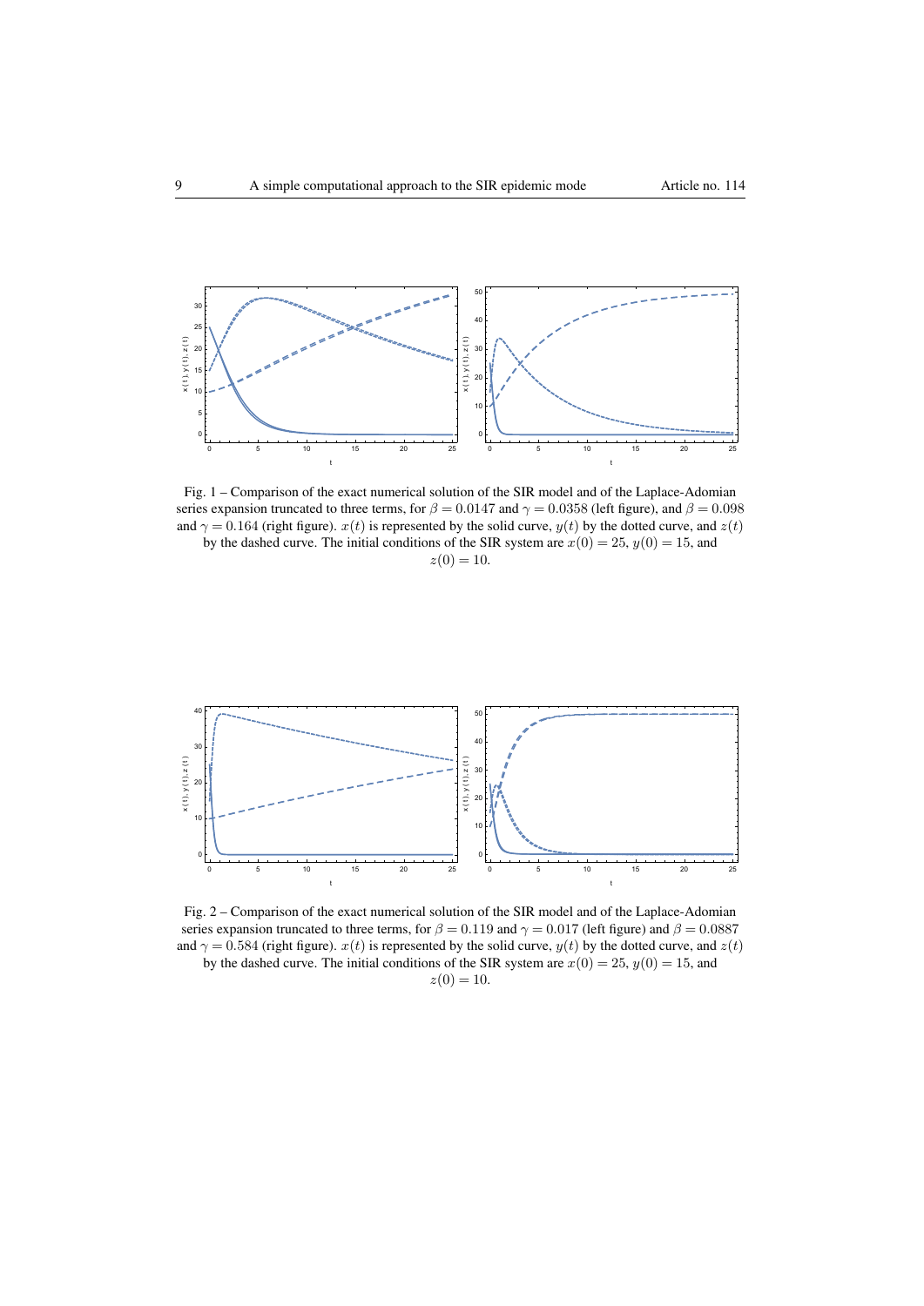Fig. 1 – Comparison of the exact numerical solution of the SIR model and of the Laplace-Adomian series expansion truncated to three terms, for $\beta = 0.0147$ and $\gamma = 0.0358$ (left figure), and $\beta = 0.098$ and $\gamma = 0.164$ (right figure). $x(t)$ is represented by the solid curve, $y(t)$ by the dotted curve, and $z(t)$ by the dashed curve. The initial conditions of the SIR system are $x(0) = 25$, $y(0) = 15$, and $z(0) = 10$.

Fig. 2 – Comparison of the exact numerical solution of the SIR model and of the Laplace-Adomian series expansion truncated to three terms, for $\beta = 0.119$ and $\gamma = 0.017$ (left figure) and $\beta = 0.0887$ and $\gamma = 0.584$ (right figure). $x(t)$ is represented by the solid curve, $y(t)$ by the dotted curve, and $z(t)$ by the dashed curve. The initial conditions of the SIR system are $x(0) = 25$, $y(0) = 15$, and $z(0) = 10$.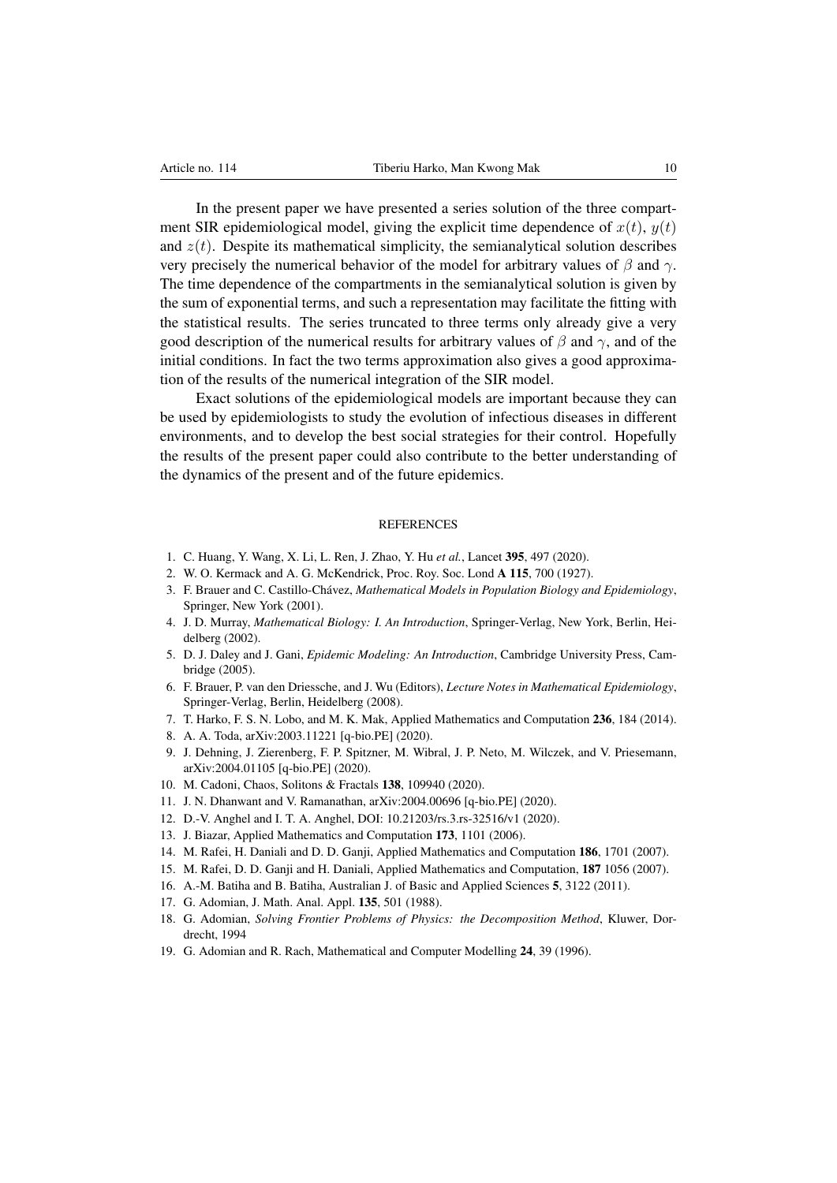In the present paper we have presented a series solution of the three compartment SIR epidemiological model, giving the explicit time dependence of $x(t)$, $y(t)$ and $z(t)$. Despite its mathematical simplicity, the semianalytical solution describes very precisely the numerical behavior of the model for arbitrary values of $\beta$ and $\gamma$. The time dependence of the compartments in the semianalytical solution is given by the sum of exponential terms, and such a representation may facilitate the fitting with the statistical results. The series truncated to three terms only already give a very good description of the numerical results for arbitrary values of $\beta$ and $\gamma$, and of the initial conditions. In fact the two terms approximation also gives a good approximation of the results of the numerical integration of the SIR model.

Exact solutions of the epidemiological models are important because they can be used by epidemiologists to study the evolution of infectious diseases in different environments, and to develop the best social strategies for their control. Hopefully the results of the present paper could also contribute to the better understanding of the dynamics of the present and of the future epidemics.

## REFERENCES

1. C. Huang, Y. Wang, X. Li, L. Ren, J. Zhao, Y. Hu *et al.*, Lancet **395**, 497 (2020).
2. W. O. Kermack and A. G. McKendrick, Proc. Roy. Soc. Lond **A 115**, 700 (1927).
3. F. Brauer and C. Castillo-Chávez, *Mathematical Models in Population Biology and Epidemiology*, Springer, New York (2001).
4. J. D. Murray, *Mathematical Biology: I. An Introduction*, Springer-Verlag, New York, Berlin, Heidelberg (2002).
5. D. J. Daley and J. Gani, *Epidemic Modeling: An Introduction*, Cambridge University Press, Cambridge (2005).
6. F. Brauer, P. van den Driessche, and J. Wu (Editors), *Lecture Notes in Mathematical Epidemiology*, Springer-Verlag, Berlin, Heidelberg (2008).
7. T. Harko, F. S. N. Lobo, and M. K. Mak, Applied Mathematics and Computation **236**, 184 (2014).
8. A. A. Toda, arXiv:2003.11221 [q-bio.PE] (2020).
9. J. Dehning, J. Zierenberg, F. P. Spitzner, M. Wibral, J. P. Neto, M. Wilczek, and V. Priesemann, arXiv:2004.01105 [q-bio.PE] (2020).
10. M. Cadoni, Chaos, Solitons & Fractals **138**, 109940 (2020).
11. J. N. Dhanwant and V. Ramanathan, arXiv:2004.00696 [q-bio.PE] (2020).
12. D.-V. Anghel and I. T. A. Anghel, DOI: 10.21203/rs.3.rs-32516/v1 (2020).
13. J. Biazar, Applied Mathematics and Computation **173**, 1101 (2006).
14. M. Rafei, H. Daniali and D. D. Ganji, Applied Mathematics and Computation **186**, 1701 (2007).
15. M. Rafei, D. D. Ganji and H. Daniali, Applied Mathematics and Computation, **187** 1056 (2007).
16. A.-M. Batiha and B. Batiha, Australian J. of Basic and Applied Sciences **5**, 3122 (2011).
17. G. Adomian, J. Math. Anal. Appl. **135**, 501 (1988).
18. G. Adomian, *Solving Frontier Problems of Physics: the Decomposition Method*, Kluwer, Dordrecht, 1994
19. G. Adomian and R. Rach, Mathematical and Computer Modelling **24**, 39 (1996).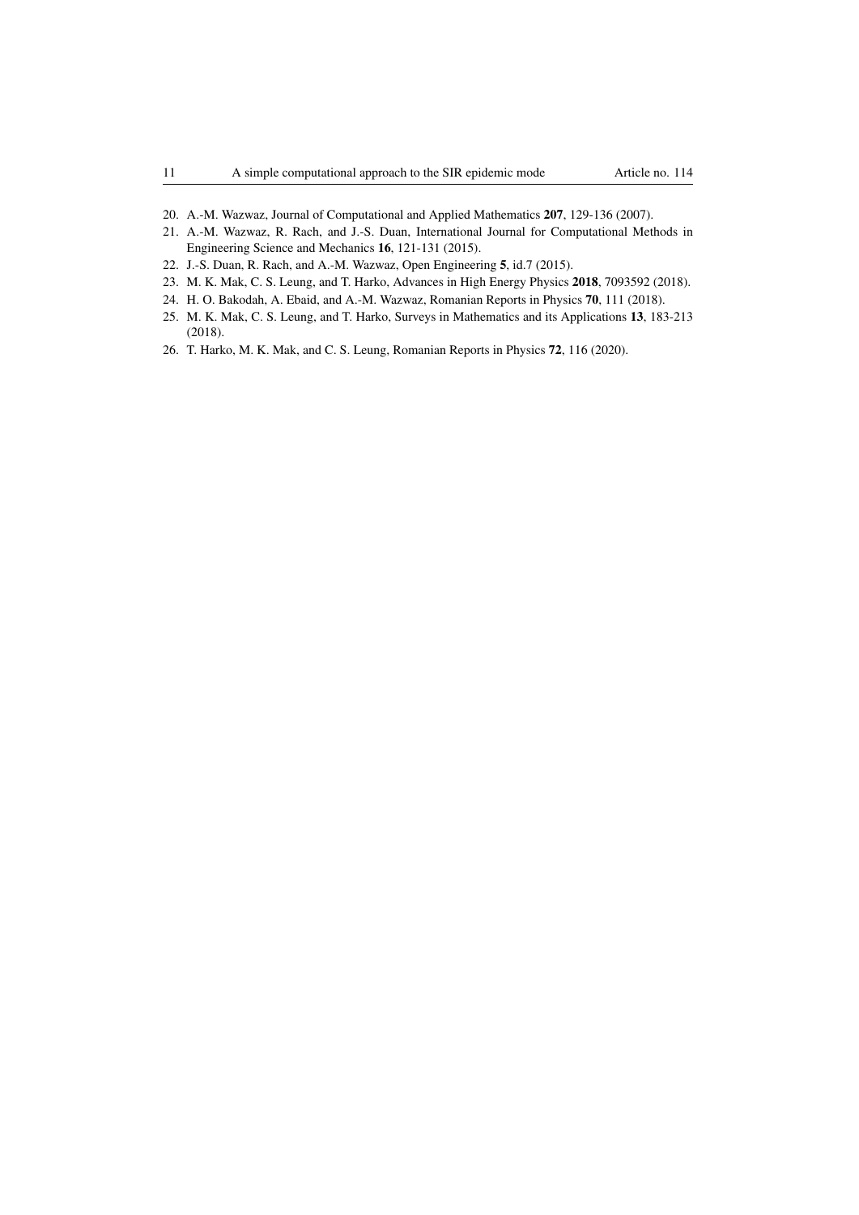20. A.-M. Wazwaz, Journal of Computational and Applied Mathematics **207**, 129-136 (2007).
21. A.-M. Wazwaz, R. Rach, and J.-S. Duan, International Journal for Computational Methods in Engineering Science and Mechanics **16**, 121-131 (2015).
22. J.-S. Duan, R. Rach, and A.-M. Wazwaz, Open Engineering **5**, id.7 (2015).
23. M. K. Mak, C. S. Leung, and T. Harko, Advances in High Energy Physics **2018**, 7093592 (2018).
24. H. O. Bakodah, A. Ebaid, and A.-M. Wazwaz, Romanian Reports in Physics **70**, 111 (2018).
25. M. K. Mak, C. S. Leung, and T. Harko, Surveys in Mathematics and its Applications **13**, 183-213 (2018).
26. T. Harko, M. K. Mak, and C. S. Leung, Romanian Reports in Physics **72**, 116 (2020).